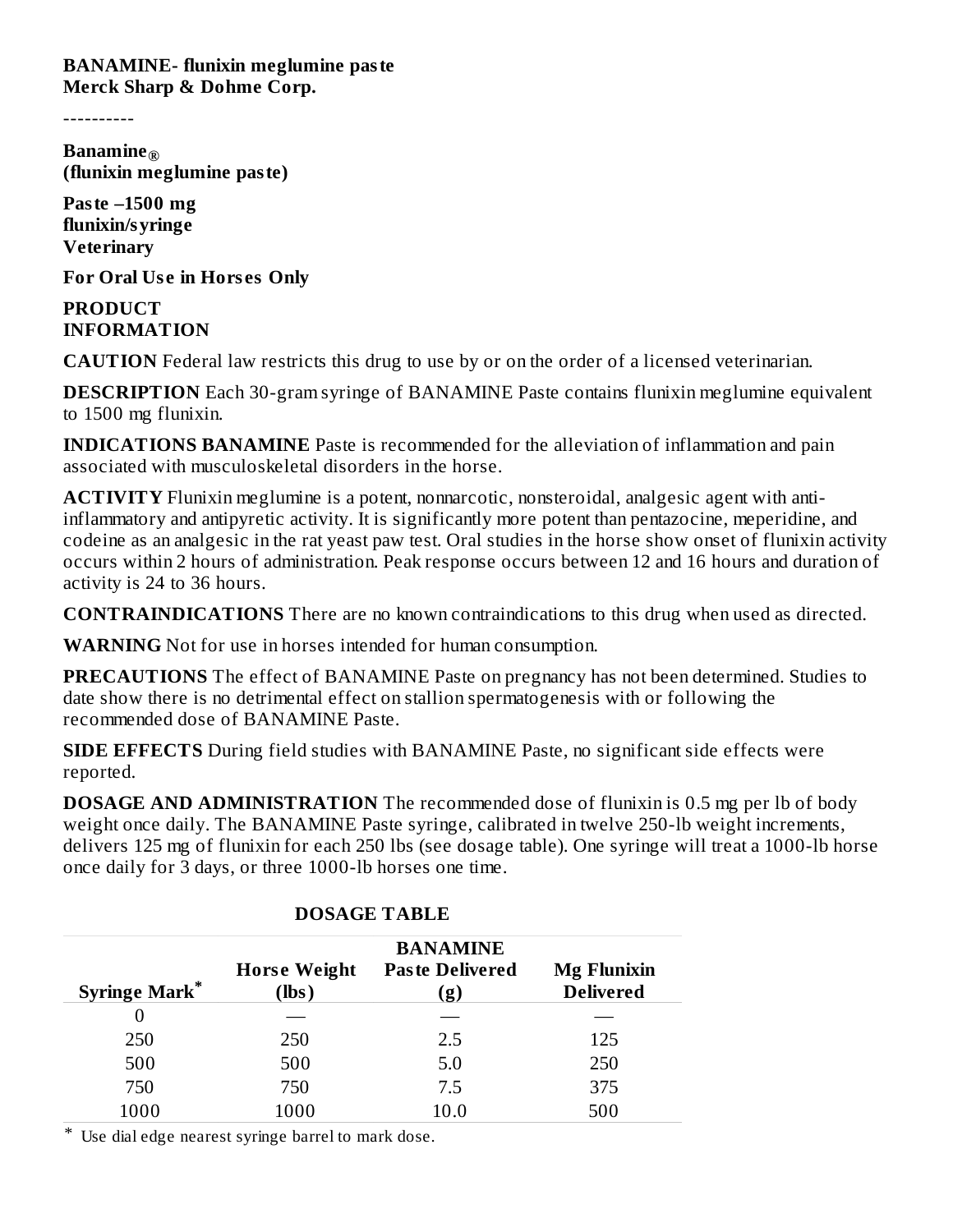**BANAMINE- flunixin meglumine paste**
**Merck Sharp & Dohme Corp.**

----------

**Banamine®**
**(flunixin meglumine paste)**

**Paste –1500 mg flunixin/syringe**
**Veterinary**

**For Oral Use in Horses Only**

**PRODUCT INFORMATION**

**CAUTION** Federal law restricts this drug to use by or on the order of a licensed veterinarian.

**DESCRIPTION** Each 30-gram syringe of BANAMINE Paste contains flunixin meglumine equivalent to 1500 mg flunixin.

**INDICATIONS BANAMINE** Paste is recommended for the alleviation of inflammation and pain associated with musculoskeletal disorders in the horse.

**ACTIVITY** Flunixin meglumine is a potent, nonnarcotic, nonsteroidal, analgesic agent with anti-inflammatory and antipyretic activity. It is significantly more potent than pentazocine, meperidine, and codeine as an analgesic in the rat yeast paw test. Oral studies in the horse show onset of flunixin activity occurs within 2 hours of administration. Peak response occurs between 12 and 16 hours and duration of activity is 24 to 36 hours.

**CONTRAINDICATIONS** There are no known contraindications to this drug when used as directed.

**WARNING** Not for use in horses intended for human consumption.

**PRECAUTIONS** The effect of BANAMINE Paste on pregnancy has not been determined. Studies to date show there is no detrimental effect on stallion spermatogenesis with or following the recommended dose of BANAMINE Paste.

**SIDE EFFECTS** During field studies with BANAMINE Paste, no significant side effects were reported.

**DOSAGE AND ADMINISTRATION** The recommended dose of flunixin is 0.5 mg per lb of body weight once daily. The BANAMINE Paste syringe, calibrated in twelve 250-lb weight increments, delivers 125 mg of flunixin for each 250 lbs (see dosage table). One syringe will treat a 1000-lb horse once daily for 3 days, or three 1000-lb horses one time.

**DOSAGE TABLE**

| Syringe Mark* | Horse Weight (lbs) | BANAMINE Paste Delivered (g) | Mg Flunixin Delivered |
|---|---|---|---|
| 0 | — | — | — |
| 250 | 250 | 2.5 | 125 |
| 500 | 500 | 5.0 | 250 |
| 750 | 750 | 7.5 | 375 |
| 1000 | 1000 | 10.0 | 500 |

* Use dial edge nearest syringe barrel to mark dose.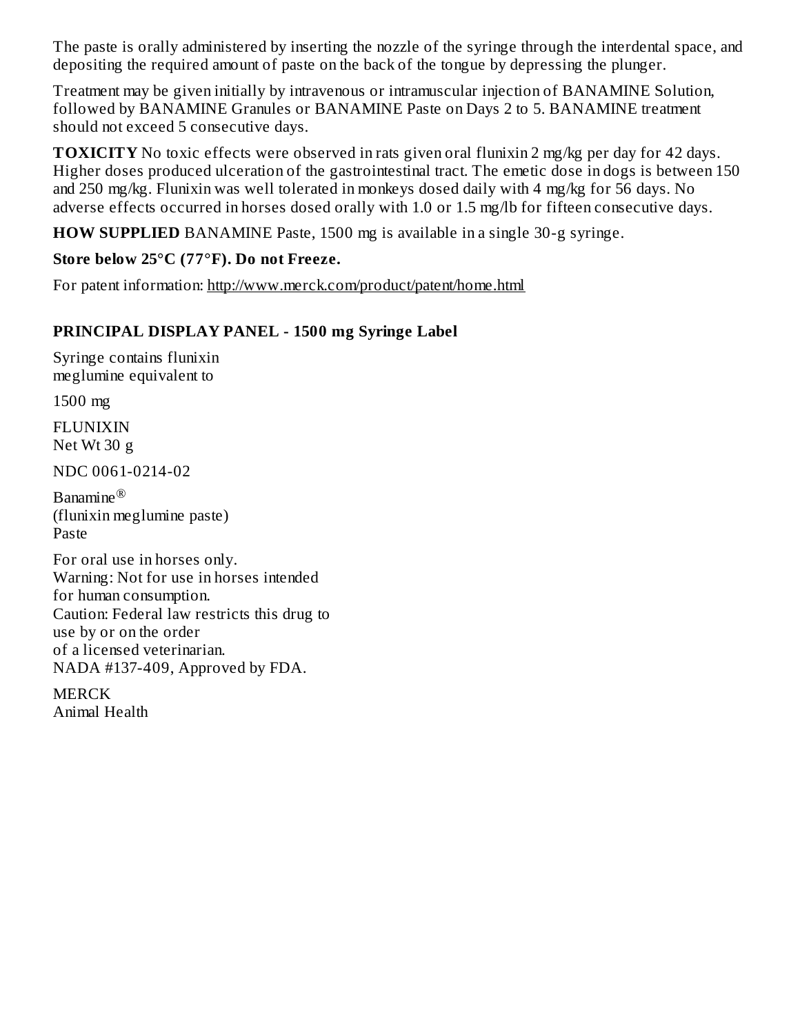The paste is orally administered by inserting the nozzle of the syringe through the interdental space, and depositing the required amount of paste on the back of the tongue by depressing the plunger.

Treatment may be given initially by intravenous or intramuscular injection of BANAMINE Solution, followed by BANAMINE Granules or BANAMINE Paste on Days 2 to 5. BANAMINE treatment should not exceed 5 consecutive days.

**TOXICITY** No toxic effects were observed in rats given oral flunixin 2 mg/kg per day for 42 days. Higher doses produced ulceration of the gastrointestinal tract. The emetic dose in dogs is between 150 and 250 mg/kg. Flunixin was well tolerated in monkeys dosed daily with 4 mg/kg for 56 days. No adverse effects occurred in horses dosed orally with 1.0 or 1.5 mg/lb for fifteen consecutive days.

**HOW SUPPLIED** BANAMINE Paste, 1500 mg is available in a single 30-g syringe.

**Store below 25°C (77°F). Do not Freeze.**

For patent information: http://www.merck.com/product/patent/home.html

## PRINCIPAL DISPLAY PANEL - 1500 mg Syringe Label

Syringe contains flunixin
meglumine equivalent to

1500 mg

FLUNIXIN
Net Wt 30 g

NDC 0061-0214-02

Banamine®
(flunixin meglumine paste)
Paste

For oral use in horses only.
Warning: Not for use in horses intended
for human consumption.
Caution: Federal law restricts this drug to
use by or on the order
of a licensed veterinarian.
NADA #137-409, Approved by FDA.

MERCK
Animal Health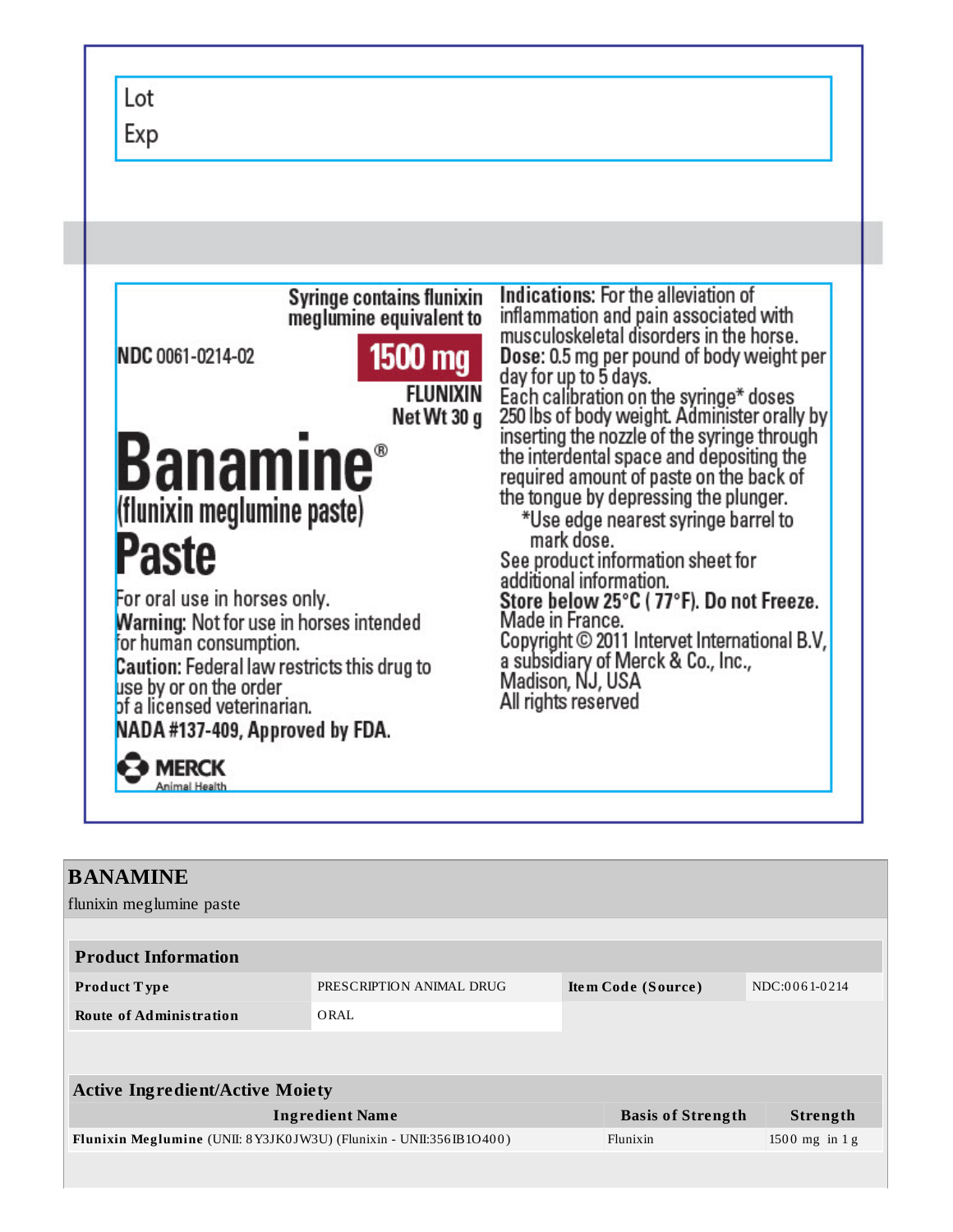Lot

Exp

NDC 0061-0214-02

Syringe contains flunixin meglumine equivalent to

**1500 mg**

**FLUNIXIN**

**Net Wt 30 g**

# Banamine®

**(flunixin meglumine paste)**

# Paste

For oral use in horses only.

**Warning:** Not for use in horses intended for human consumption.

**Caution:** Federal law restricts this drug to use by or on the order of a licensed veterinarian.

**NADA #137-409, Approved by FDA.**

MERCK Animal Health

**Indications:** For the alleviation of inflammation and pain associated with musculoskeletal disorders in the horse.

**Dose:** 0.5 mg per pound of body weight per day for up to 5 days.

Each calibration on the syringe* doses 250 lbs of body weight. Administer orally by inserting the nozzle of the syringe through the interdental space and depositing the required amount of paste on the back of the tongue by depressing the plunger.

*Use edge nearest syringe barrel to mark dose.

See product information sheet for additional information.

**Store below 25°C ( 77°F). Do not Freeze.**

Made in France.

Copyright © 2011 Intervet International B.V, a subsidiary of Merck & Co., Inc., Madison, NJ, USA

All rights reserved

## BANAMINE

flunixin meglumine paste

| **Product Information** | | | |
|---|---|---|---|
| **Product Type** | PRESCRIPTION ANIMAL DRUG | **Item Code (Source)** | NDC:0061-0214 |
| **Route of Administration** | ORAL | | |

| **Active Ingredient/Active Moiety** | | |
|---|---|---|
| **Ingredient Name** | **Basis of Strength** | **Strength** |
| **Flunixin Meglumine** (UNII: 8Y3JK0JW3U) (Flunixin - UNII:356IB1O400) | Flunixin | 1500 mg in 1 g |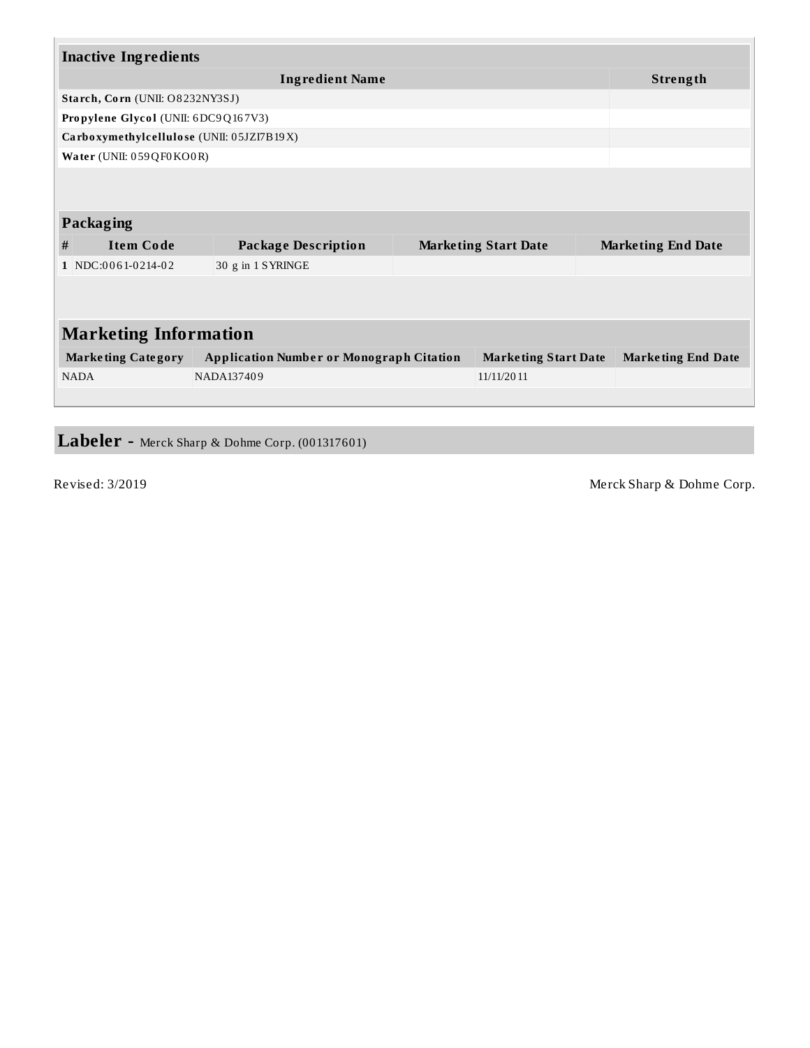### Inactive Ingredients

| Ingredient Name | Strength |
| --- | --- |
| **Starch, Corn** (UNII: O8232NY3SJ) | |
| **Propylene Glycol** (UNII: 6DC9Q167V3) | |
| **Carboxymethylcellulose** (UNII: 05JZI7B19X) | |
| **Water** (UNII: 059QF0KO0R) | |

### Packaging

| # | Item Code | Package Description | Marketing Start Date | Marketing End Date |
| --- | --- | --- | --- | --- |
| 1 | NDC:0061-0214-02 | 30 g in 1 SYRINGE | | |

### Marketing Information

| Marketing Category | Application Number or Monograph Citation | Marketing Start Date | Marketing End Date |
| --- | --- | --- | --- |
| NADA | NADA137409 | 11/11/2011 | |

## Labeler - Merck Sharp & Dohme Corp. (001317601)

Revised: 3/2019

Merck Sharp & Dohme Corp.